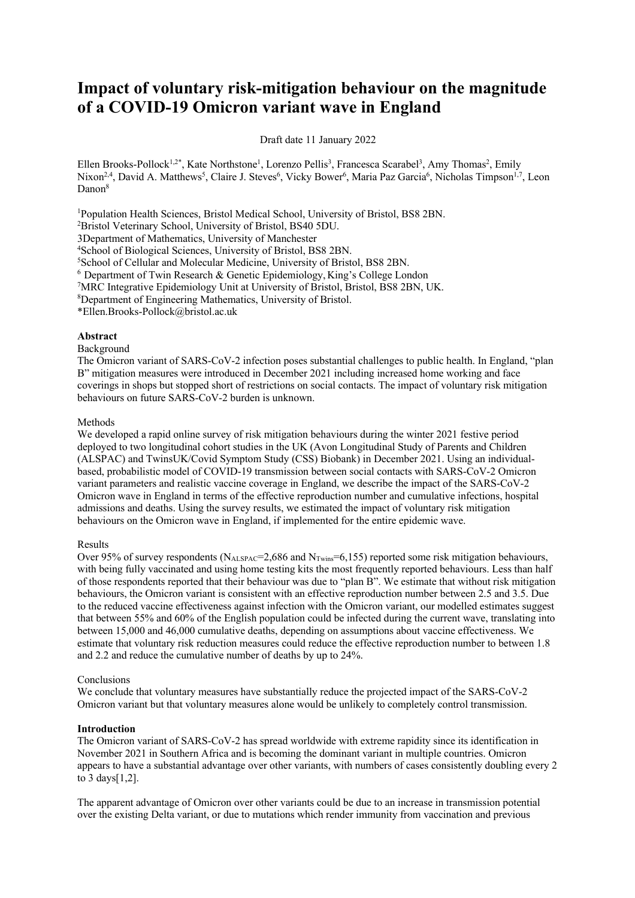# Impact of voluntary risk-mitigation behaviour on the magnitude of a COVID-19 Omicron variant wave in England

Draft date 11 January 2022

Ellen Brooks-Pollock[1,2*], Kate Northstone[1], Lorenzo Pellis[3], Francesca Scarabel[3], Amy Thomas[2], Emily Nixon[2,4], David A. Matthews[5], Claire J. Steves[6], Vicky Bower[6], Maria Paz Garcia[6], Nicholas Timpson[1,7], Leon Danon[8]

[1]Population Health Sciences, Bristol Medical School, University of Bristol, BS8 2BN.
[2]Bristol Veterinary School, University of Bristol, BS40 5DU.
3Department of Mathematics, University of Manchester
[4]School of Biological Sciences, University of Bristol, BS8 2BN.
[5]School of Cellular and Molecular Medicine, University of Bristol, BS8 2BN.
[6] Department of Twin Research & Genetic Epidemiology, King's College London
[7]MRC Integrative Epidemiology Unit at University of Bristol, Bristol, BS8 2BN, UK.
[8]Department of Engineering Mathematics, University of Bristol.
*Ellen.Brooks-Pollock@bristol.ac.uk

**Abstract**

Background

The Omicron variant of SARS-CoV-2 infection poses substantial challenges to public health. In England, "plan B" mitigation measures were introduced in December 2021 including increased home working and face coverings in shops but stopped short of restrictions on social contacts. The impact of voluntary risk mitigation behaviours on future SARS-CoV-2 burden is unknown.

Methods

We developed a rapid online survey of risk mitigation behaviours during the winter 2021 festive period deployed to two longitudinal cohort studies in the UK (Avon Longitudinal Study of Parents and Children (ALSPAC) and TwinsUK/Covid Symptom Study (CSS) Biobank) in December 2021. Using an individual-based, probabilistic model of COVID-19 transmission between social contacts with SARS-CoV-2 Omicron variant parameters and realistic vaccine coverage in England, we describe the impact of the SARS-CoV-2 Omicron wave in England in terms of the effective reproduction number and cumulative infections, hospital admissions and deaths. Using the survey results, we estimated the impact of voluntary risk mitigation behaviours on the Omicron wave in England, if implemented for the entire epidemic wave.

Results

Over 95% of survey respondents ($N_{ALSPAC}$=2,686 and $N_{Twins}$=6,155) reported some risk mitigation behaviours, with being fully vaccinated and using home testing kits the most frequently reported behaviours. Less than half of those respondents reported that their behaviour was due to "plan B". We estimate that without risk mitigation behaviours, the Omicron variant is consistent with an effective reproduction number between 2.5 and 3.5. Due to the reduced vaccine effectiveness against infection with the Omicron variant, our modelled estimates suggest that between 55% and 60% of the English population could be infected during the current wave, translating into between 15,000 and 46,000 cumulative deaths, depending on assumptions about vaccine effectiveness. We estimate that voluntary risk reduction measures could reduce the effective reproduction number to between 1.8 and 2.2 and reduce the cumulative number of deaths by up to 24%.

Conclusions

We conclude that voluntary measures have substantially reduce the projected impact of the SARS-CoV-2 Omicron variant but that voluntary measures alone would be unlikely to completely control transmission.

**Introduction**

The Omicron variant of SARS-CoV-2 has spread worldwide with extreme rapidity since its identification in November 2021 in Southern Africa and is becoming the dominant variant in multiple countries. Omicron appears to have a substantial advantage over other variants, with numbers of cases consistently doubling every 2 to 3 days[1,2].

The apparent advantage of Omicron over other variants could be due to an increase in transmission potential over the existing Delta variant, or due to mutations which render immunity from vaccination and previous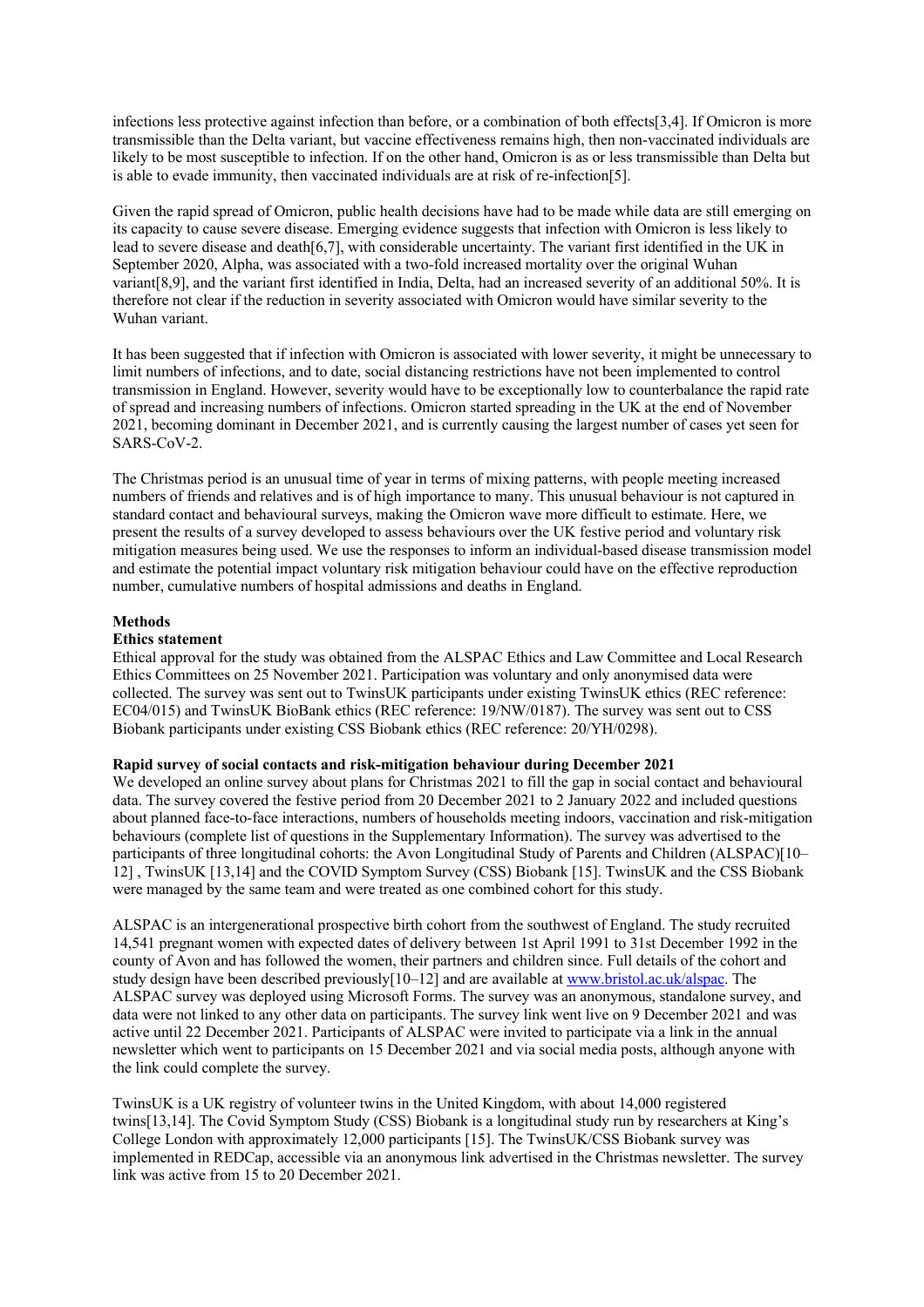infections less protective against infection than before, or a combination of both effects[3,4]. If Omicron is more transmissible than the Delta variant, but vaccine effectiveness remains high, then non-vaccinated individuals are likely to be most susceptible to infection. If on the other hand, Omicron is as or less transmissible than Delta but is able to evade immunity, then vaccinated individuals are at risk of re-infection[5].

Given the rapid spread of Omicron, public health decisions have had to be made while data are still emerging on its capacity to cause severe disease. Emerging evidence suggests that infection with Omicron is less likely to lead to severe disease and death[6,7], with considerable uncertainty. The variant first identified in the UK in September 2020, Alpha, was associated with a two-fold increased mortality over the original Wuhan variant[8,9], and the variant first identified in India, Delta, had an increased severity of an additional 50%. It is therefore not clear if the reduction in severity associated with Omicron would have similar severity to the Wuhan variant.

It has been suggested that if infection with Omicron is associated with lower severity, it might be unnecessary to limit numbers of infections, and to date, social distancing restrictions have not been implemented to control transmission in England. However, severity would have to be exceptionally low to counterbalance the rapid rate of spread and increasing numbers of infections. Omicron started spreading in the UK at the end of November 2021, becoming dominant in December 2021, and is currently causing the largest number of cases yet seen for SARS-CoV-2.

The Christmas period is an unusual time of year in terms of mixing patterns, with people meeting increased numbers of friends and relatives and is of high importance to many. This unusual behaviour is not captured in standard contact and behavioural surveys, making the Omicron wave more difficult to estimate. Here, we present the results of a survey developed to assess behaviours over the UK festive period and voluntary risk mitigation measures being used. We use the responses to inform an individual-based disease transmission model and estimate the potential impact voluntary risk mitigation behaviour could have on the effective reproduction number, cumulative numbers of hospital admissions and deaths in England.

## Methods

### Ethics statement

Ethical approval for the study was obtained from the ALSPAC Ethics and Law Committee and Local Research Ethics Committees on 25 November 2021. Participation was voluntary and only anonymised data were collected. The survey was sent out to TwinsUK participants under existing TwinsUK ethics (REC reference: EC04/015) and TwinsUK BioBank ethics (REC reference: 19/NW/0187). The survey was sent out to CSS Biobank participants under existing CSS Biobank ethics (REC reference: 20/YH/0298).

### Rapid survey of social contacts and risk-mitigation behaviour during December 2021

We developed an online survey about plans for Christmas 2021 to fill the gap in social contact and behavioural data. The survey covered the festive period from 20 December 2021 to 2 January 2022 and included questions about planned face-to-face interactions, numbers of households meeting indoors, vaccination and risk-mitigation behaviours (complete list of questions in the Supplementary Information). The survey was advertised to the participants of three longitudinal cohorts: the Avon Longitudinal Study of Parents and Children (ALSPAC)[10–12] , TwinsUK [13,14] and the COVID Symptom Survey (CSS) Biobank [15]. TwinsUK and the CSS Biobank were managed by the same team and were treated as one combined cohort for this study.

ALSPAC is an intergenerational prospective birth cohort from the southwest of England. The study recruited 14,541 pregnant women with expected dates of delivery between 1st April 1991 to 31st December 1992 in the county of Avon and has followed the women, their partners and children since. Full details of the cohort and study design have been described previously[10–12] and are available at www.bristol.ac.uk/alspac. The ALSPAC survey was deployed using Microsoft Forms. The survey was an anonymous, standalone survey, and data were not linked to any other data on participants. The survey link went live on 9 December 2021 and was active until 22 December 2021. Participants of ALSPAC were invited to participate via a link in the annual newsletter which went to participants on 15 December 2021 and via social media posts, although anyone with the link could complete the survey.

TwinsUK is a UK registry of volunteer twins in the United Kingdom, with about 14,000 registered twins[13,14]. The Covid Symptom Study (CSS) Biobank is a longitudinal study run by researchers at King's College London with approximately 12,000 participants [15]. The TwinsUK/CSS Biobank survey was implemented in REDCap, accessible via an anonymous link advertised in the Christmas newsletter. The survey link was active from 15 to 20 December 2021.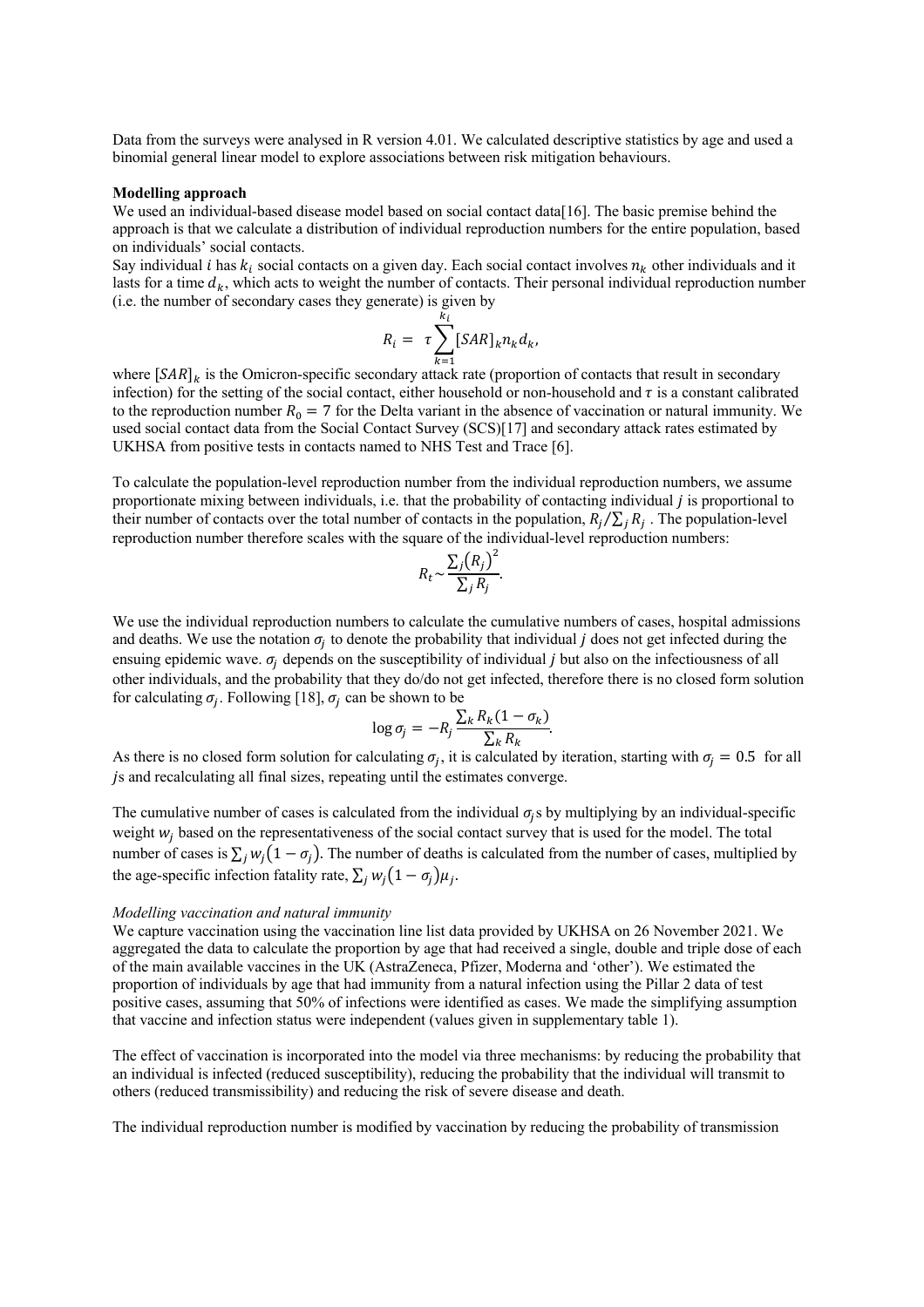Data from the surveys were analysed in R version 4.01. We calculated descriptive statistics by age and used a binomial general linear model to explore associations between risk mitigation behaviours.

**Modelling approach**

We used an individual-based disease model based on social contact data[16]. The basic premise behind the approach is that we calculate a distribution of individual reproduction numbers for the entire population, based on individuals' social contacts.

Say individual $i$ has $k_i$ social contacts on a given day. Each social contact involves $n_k$ other individuals and it lasts for a time $d_k$, which acts to weight the number of contacts. Their personal individual reproduction number (i.e. the number of secondary cases they generate) is given by

$$R_i = \tau \sum_{k=1}^{k_i} [SAR]_k n_k d_k,$$

where $[SAR]_k$ is the Omicron-specific secondary attack rate (proportion of contacts that result in secondary infection) for the setting of the social contact, either household or non-household and $\tau$ is a constant calibrated to the reproduction number $R_0 = 7$ for the Delta variant in the absence of vaccination or natural immunity. We used social contact data from the Social Contact Survey (SCS)[17] and secondary attack rates estimated by UKHSA from positive tests in contacts named to NHS Test and Trace [6].

To calculate the population-level reproduction number from the individual reproduction numbers, we assume proportionate mixing between individuals, i.e. that the probability of contacting individual $j$ is proportional to their number of contacts over the total number of contacts in the population, $R_j/\sum_j R_j$ . The population-level reproduction number therefore scales with the square of the individual-level reproduction numbers:

$$R_t \sim \frac{\sum_j (R_j)^2}{\sum_j R_j}.$$

We use the individual reproduction numbers to calculate the cumulative numbers of cases, hospital admissions and deaths. We use the notation $\sigma_j$ to denote the probability that individual $j$ does not get infected during the ensuing epidemic wave. $\sigma_j$ depends on the susceptibility of individual $j$ but also on the infectiousness of all other individuals, and the probability that they do/do not get infected, therefore there is no closed form solution for calculating $\sigma_j$. Following [18], $\sigma_j$ can be shown to be

$$\log \sigma_j = -R_j \frac{\sum_k R_k (1 - \sigma_k)}{\sum_k R_k}.$$

As there is no closed form solution for calculating $\sigma_j$, it is calculated by iteration, starting with $\sigma_j = 0.5$ for all $j$s and recalculating all final sizes, repeating until the estimates converge.

The cumulative number of cases is calculated from the individual $\sigma_j$s by multiplying by an individual-specific weight $w_j$ based on the representativeness of the social contact survey that is used for the model. The total number of cases is $\sum_j w_j(1 - \sigma_j)$. The number of deaths is calculated from the number of cases, multiplied by the age-specific infection fatality rate, $\sum_j w_j(1 - \sigma_j)\mu_j$.

*Modelling vaccination and natural immunity*

We capture vaccination using the vaccination line list data provided by UKHSA on 26 November 2021. We aggregated the data to calculate the proportion by age that had received a single, double and triple dose of each of the main available vaccines in the UK (AstraZeneca, Pfizer, Moderna and 'other'). We estimated the proportion of individuals by age that had immunity from a natural infection using the Pillar 2 data of test positive cases, assuming that 50% of infections were identified as cases. We made the simplifying assumption that vaccine and infection status were independent (values given in supplementary table 1).

The effect of vaccination is incorporated into the model via three mechanisms: by reducing the probability that an individual is infected (reduced susceptibility), reducing the probability that the individual will transmit to others (reduced transmissibility) and reducing the risk of severe disease and death.

The individual reproduction number is modified by vaccination by reducing the probability of transmission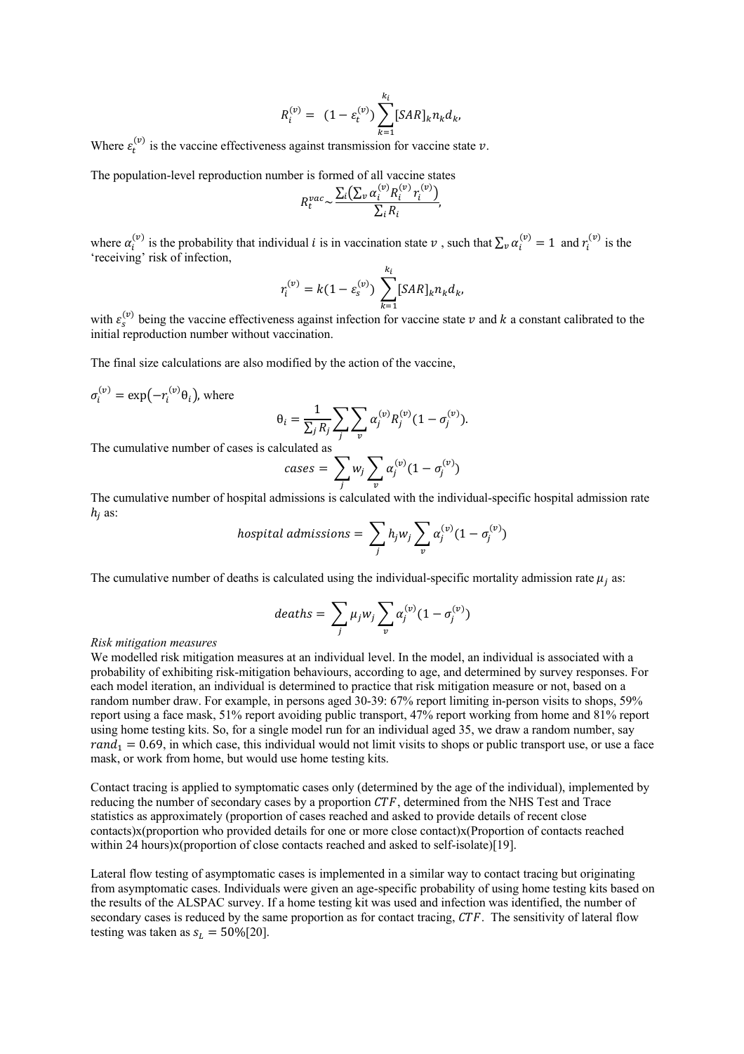$$R_i^{(v)} = (1 - \varepsilon_t^{(v)}) \sum_{k=1}^{k_i} [SAR]_k n_k d_k,$$

Where $\varepsilon_t^{(v)}$ is the vaccine effectiveness against transmission for vaccine state $v$.

The population-level reproduction number is formed of all vaccine states

$$R_t^{vac} \sim \frac{\sum_i \left( \sum_v \alpha_i^{(v)} R_i^{(v)} r_i^{(v)} \right)}{\sum_i R_i},$$

where $\alpha_i^{(v)}$ is the probability that individual $i$ is in vaccination state $v$, such that $\sum_v \alpha_i^{(v)} = 1$ and $r_i^{(v)}$ is the 'receiving' risk of infection,

$$r_i^{(v)} = k(1 - \varepsilon_s^{(v)}) \sum_{k=1}^{k_i} [SAR]_k n_k d_k,$$

with $\varepsilon_s^{(v)}$ being the vaccine effectiveness against infection for vaccine state $v$ and $k$ a constant calibrated to the initial reproduction number without vaccination.

The final size calculations are also modified by the action of the vaccine,

$\sigma_i^{(v)} = \exp\left(-r_i^{(v)} \theta_i\right)$, where

$$\theta_i = \frac{1}{\sum_j R_j} \sum_j \sum_v \alpha_j^{(v)} R_j^{(v)} (1 - \sigma_j^{(v)}).$$

The cumulative number of cases is calculated as

$$cases = \sum_j w_j \sum_v \alpha_j^{(v)} (1 - \sigma_j^{(v)})$$

The cumulative number of hospital admissions is calculated with the individual-specific hospital admission rate $h_j$ as:

$$hospital\ admissions = \sum_j h_j w_j \sum_v \alpha_j^{(v)} (1 - \sigma_j^{(v)})$$

The cumulative number of deaths is calculated using the individual-specific mortality admission rate $\mu_j$ as:

$$deaths = \sum_j \mu_j w_j \sum_v \alpha_j^{(v)} (1 - \sigma_j^{(v)})$$

*Risk mitigation measures*

We modelled risk mitigation measures at an individual level. In the model, an individual is associated with a probability of exhibiting risk-mitigation behaviours, according to age, and determined by survey responses. For each model iteration, an individual is determined to practice that risk mitigation measure or not, based on a random number draw. For example, in persons aged 30-39: 67% report limiting in-person visits to shops, 59% report using a face mask, 51% report avoiding public transport, 47% report working from home and 81% report using home testing kits. So, for a single model run for an individual aged 35, we draw a random number, say $rand_1 = 0.69$, in which case, this individual would not limit visits to shops or public transport use, or use a face mask, or work from home, but would use home testing kits.

Contact tracing is applied to symptomatic cases only (determined by the age of the individual), implemented by reducing the number of secondary cases by a proportion $CTF$, determined from the NHS Test and Trace statistics as approximately (proportion of cases reached and asked to provide details of recent close contacts)x(proportion who provided details for one or more close contact)x(Proportion of contacts reached within 24 hours)x(proportion of close contacts reached and asked to self-isolate)[19].

Lateral flow testing of asymptomatic cases is implemented in a similar way to contact tracing but originating from asymptomatic cases. Individuals were given an age-specific probability of using home testing kits based on the results of the ALSPAC survey. If a home testing kit was used and infection was identified, the number of secondary cases is reduced by the same proportion as for contact tracing, $CTF$. The sensitivity of lateral flow testing was taken as $s_L = 50\%$[20].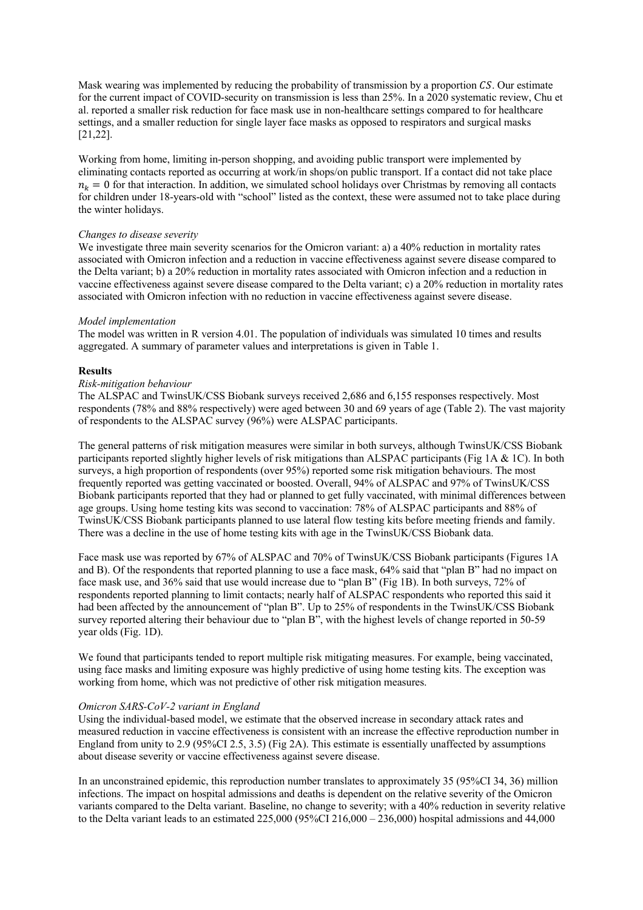Mask wearing was implemented by reducing the probability of transmission by a proportion $CS$. Our estimate for the current impact of COVID-security on transmission is less than 25%. In a 2020 systematic review, Chu et al. reported a smaller risk reduction for face mask use in non-healthcare settings compared to for healthcare settings, and a smaller reduction for single layer face masks as opposed to respirators and surgical masks [21,22].

Working from home, limiting in-person shopping, and avoiding public transport were implemented by eliminating contacts reported as occurring at work/in shops/on public transport. If a contact did not take place $n_k = 0$ for that interaction. In addition, we simulated school holidays over Christmas by removing all contacts for children under 18-years-old with "school" listed as the context, these were assumed not to take place during the winter holidays.

*Changes to disease severity*

We investigate three main severity scenarios for the Omicron variant: a) a 40% reduction in mortality rates associated with Omicron infection and a reduction in vaccine effectiveness against severe disease compared to the Delta variant; b) a 20% reduction in mortality rates associated with Omicron infection and a reduction in vaccine effectiveness against severe disease compared to the Delta variant; c) a 20% reduction in mortality rates associated with Omicron infection with no reduction in vaccine effectiveness against severe disease.

*Model implementation*

The model was written in R version 4.01. The population of individuals was simulated 10 times and results aggregated. A summary of parameter values and interpretations is given in Table 1.

**Results**

*Risk-mitigation behaviour*

The ALSPAC and TwinsUK/CSS Biobank surveys received 2,686 and 6,155 responses respectively. Most respondents (78% and 88% respectively) were aged between 30 and 69 years of age (Table 2). The vast majority of respondents to the ALSPAC survey (96%) were ALSPAC participants.

The general patterns of risk mitigation measures were similar in both surveys, although TwinsUK/CSS Biobank participants reported slightly higher levels of risk mitigations than ALSPAC participants (Fig 1A & 1C). In both surveys, a high proportion of respondents (over 95%) reported some risk mitigation behaviours. The most frequently reported was getting vaccinated or boosted. Overall, 94% of ALSPAC and 97% of TwinsUK/CSS Biobank participants reported that they had or planned to get fully vaccinated, with minimal differences between age groups. Using home testing kits was second to vaccination: 78% of ALSPAC participants and 88% of TwinsUK/CSS Biobank participants planned to use lateral flow testing kits before meeting friends and family. There was a decline in the use of home testing kits with age in the TwinsUK/CSS Biobank data.

Face mask use was reported by 67% of ALSPAC and 70% of TwinsUK/CSS Biobank participants (Figures 1A and B). Of the respondents that reported planning to use a face mask, 64% said that "plan B" had no impact on face mask use, and 36% said that use would increase due to "plan B" (Fig 1B). In both surveys, 72% of respondents reported planning to limit contacts; nearly half of ALSPAC respondents who reported this said it had been affected by the announcement of "plan B". Up to 25% of respondents in the TwinsUK/CSS Biobank survey reported altering their behaviour due to "plan B", with the highest levels of change reported in 50-59 year olds (Fig. 1D).

We found that participants tended to report multiple risk mitigating measures. For example, being vaccinated, using face masks and limiting exposure was highly predictive of using home testing kits. The exception was working from home, which was not predictive of other risk mitigation measures.

*Omicron SARS-CoV-2 variant in England*

Using the individual-based model, we estimate that the observed increase in secondary attack rates and measured reduction in vaccine effectiveness is consistent with an increase the effective reproduction number in England from unity to 2.9 (95%CI 2.5, 3.5) (Fig 2A). This estimate is essentially unaffected by assumptions about disease severity or vaccine effectiveness against severe disease.

In an unconstrained epidemic, this reproduction number translates to approximately 35 (95%CI 34, 36) million infections. The impact on hospital admissions and deaths is dependent on the relative severity of the Omicron variants compared to the Delta variant. Baseline, no change to severity; with a 40% reduction in severity relative to the Delta variant leads to an estimated 225,000 (95%CI 216,000 – 236,000) hospital admissions and 44,000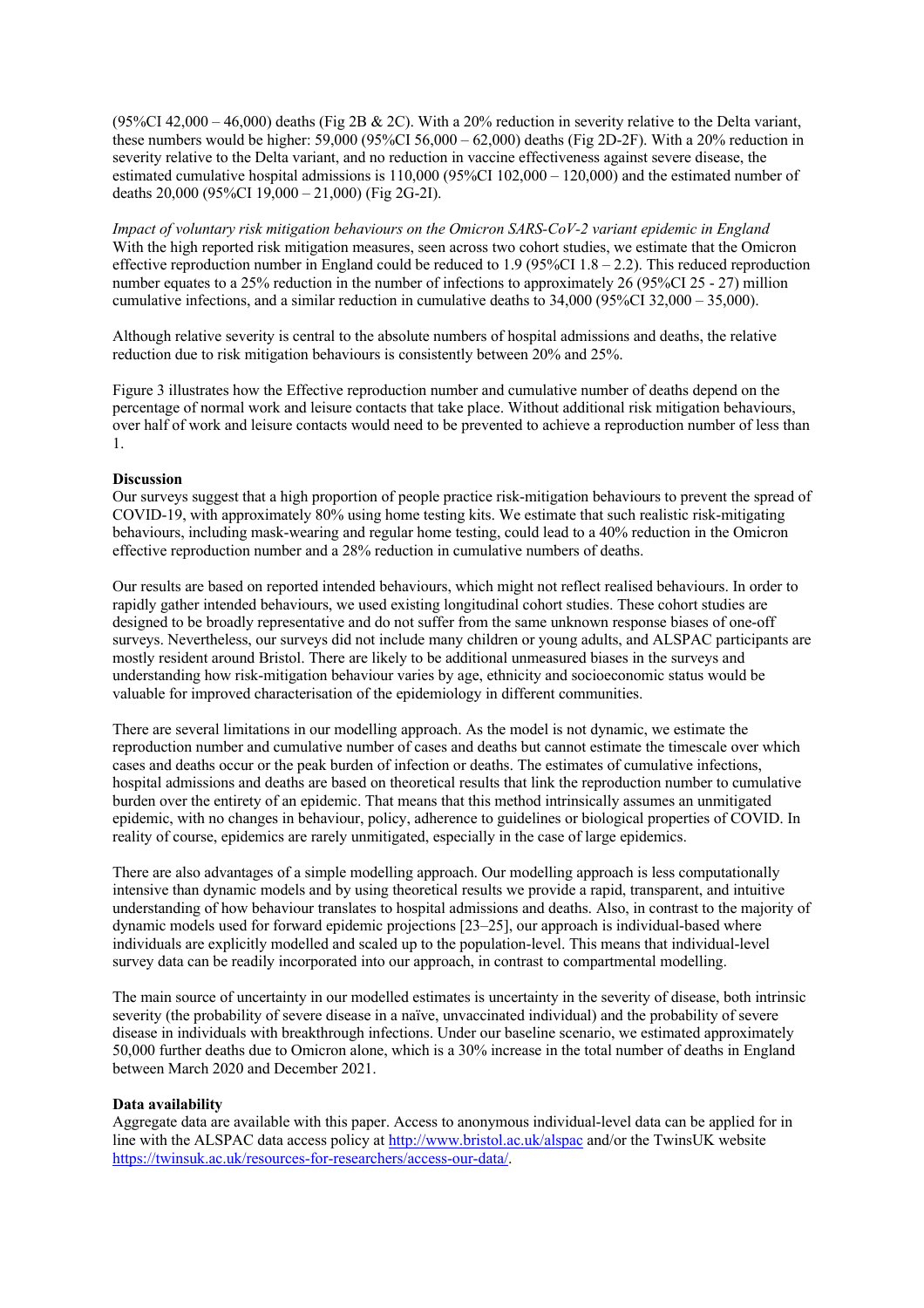(95%CI 42,000 – 46,000) deaths (Fig 2B & 2C). With a 20% reduction in severity relative to the Delta variant, these numbers would be higher: 59,000 (95%CI 56,000 – 62,000) deaths (Fig 2D-2F). With a 20% reduction in severity relative to the Delta variant, and no reduction in vaccine effectiveness against severe disease, the estimated cumulative hospital admissions is 110,000 (95%CI 102,000 – 120,000) and the estimated number of deaths 20,000 (95%CI 19,000 – 21,000) (Fig 2G-2I).

*Impact of voluntary risk mitigation behaviours on the Omicron SARS-CoV-2 variant epidemic in England*

With the high reported risk mitigation measures, seen across two cohort studies, we estimate that the Omicron effective reproduction number in England could be reduced to 1.9 (95%CI 1.8 – 2.2). This reduced reproduction number equates to a 25% reduction in the number of infections to approximately 26 (95%CI 25 - 27) million cumulative infections, and a similar reduction in cumulative deaths to 34,000 (95%CI 32,000 – 35,000).

Although relative severity is central to the absolute numbers of hospital admissions and deaths, the relative reduction due to risk mitigation behaviours is consistently between 20% and 25%.

Figure 3 illustrates how the Effective reproduction number and cumulative number of deaths depend on the percentage of normal work and leisure contacts that take place. Without additional risk mitigation behaviours, over half of work and leisure contacts would need to be prevented to achieve a reproduction number of less than 1.

**Discussion**

Our surveys suggest that a high proportion of people practice risk-mitigation behaviours to prevent the spread of COVID-19, with approximately 80% using home testing kits. We estimate that such realistic risk-mitigating behaviours, including mask-wearing and regular home testing, could lead to a 40% reduction in the Omicron effective reproduction number and a 28% reduction in cumulative numbers of deaths.

Our results are based on reported intended behaviours, which might not reflect realised behaviours. In order to rapidly gather intended behaviours, we used existing longitudinal cohort studies. These cohort studies are designed to be broadly representative and do not suffer from the same unknown response biases of one-off surveys. Nevertheless, our surveys did not include many children or young adults, and ALSPAC participants are mostly resident around Bristol. There are likely to be additional unmeasured biases in the surveys and understanding how risk-mitigation behaviour varies by age, ethnicity and socioeconomic status would be valuable for improved characterisation of the epidemiology in different communities.

There are several limitations in our modelling approach. As the model is not dynamic, we estimate the reproduction number and cumulative number of cases and deaths but cannot estimate the timescale over which cases and deaths occur or the peak burden of infection or deaths. The estimates of cumulative infections, hospital admissions and deaths are based on theoretical results that link the reproduction number to cumulative burden over the entirety of an epidemic. That means that this method intrinsically assumes an unmitigated epidemic, with no changes in behaviour, policy, adherence to guidelines or biological properties of COVID. In reality of course, epidemics are rarely unmitigated, especially in the case of large epidemics.

There are also advantages of a simple modelling approach. Our modelling approach is less computationally intensive than dynamic models and by using theoretical results we provide a rapid, transparent, and intuitive understanding of how behaviour translates to hospital admissions and deaths. Also, in contrast to the majority of dynamic models used for forward epidemic projections [23–25], our approach is individual-based where individuals are explicitly modelled and scaled up to the population-level. This means that individual-level survey data can be readily incorporated into our approach, in contrast to compartmental modelling.

The main source of uncertainty in our modelled estimates is uncertainty in the severity of disease, both intrinsic severity (the probability of severe disease in a naïve, unvaccinated individual) and the probability of severe disease in individuals with breakthrough infections. Under our baseline scenario, we estimated approximately 50,000 further deaths due to Omicron alone, which is a 30% increase in the total number of deaths in England between March 2020 and December 2021.

**Data availability**

Aggregate data are available with this paper. Access to anonymous individual-level data can be applied for in line with the ALSPAC data access policy at http://www.bristol.ac.uk/alspac and/or the TwinsUK website https://twinsuk.ac.uk/resources-for-researchers/access-our-data/.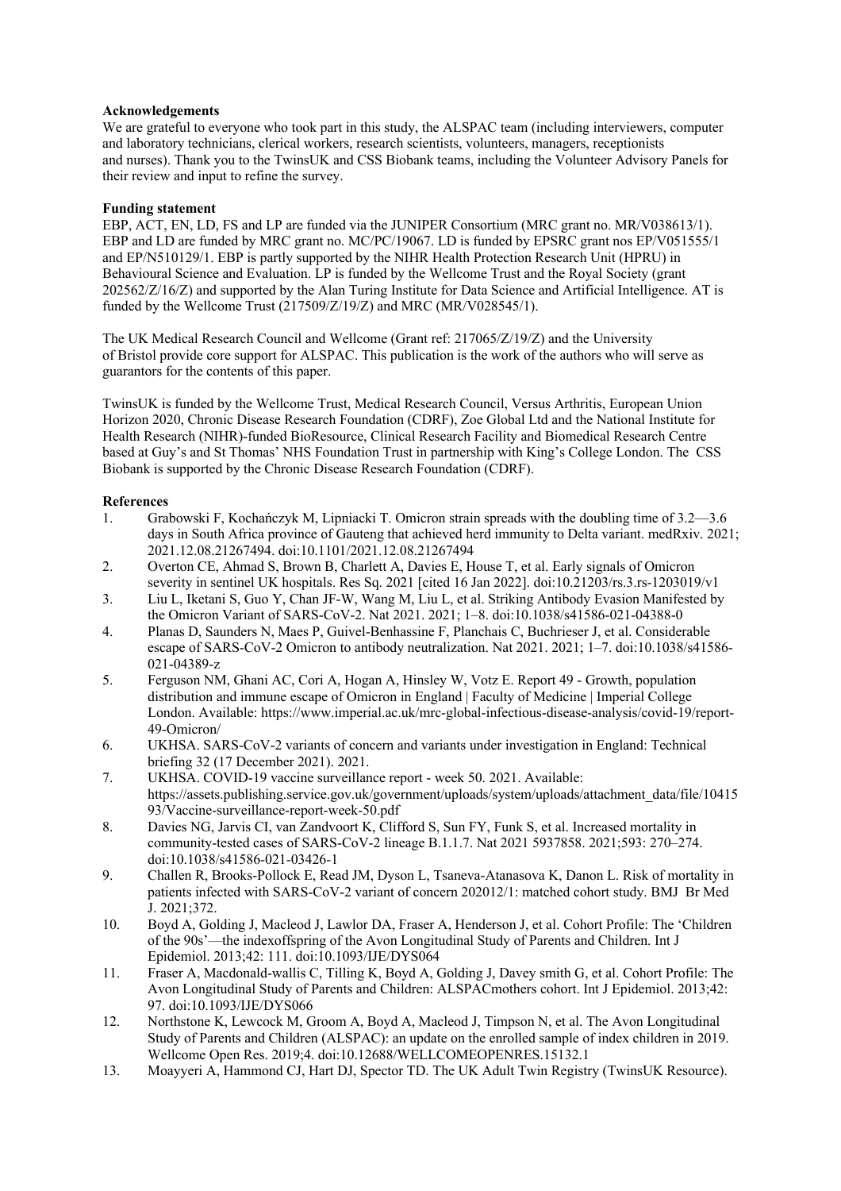**Acknowledgements**

We are grateful to everyone who took part in this study, the ALSPAC team (including interviewers, computer and laboratory technicians, clerical workers, research scientists, volunteers, managers, receptionists and nurses). Thank you to the TwinsUK and CSS Biobank teams, including the Volunteer Advisory Panels for their review and input to refine the survey.

**Funding statement**

EBP, ACT, EN, LD, FS and LP are funded via the JUNIPER Consortium (MRC grant no. MR/V038613/1). EBP and LD are funded by MRC grant no. MC/PC/19067. LD is funded by EPSRC grant nos EP/V051555/1 and EP/N510129/1. EBP is partly supported by the NIHR Health Protection Research Unit (HPRU) in Behavioural Science and Evaluation. LP is funded by the Wellcome Trust and the Royal Society (grant 202562/Z/16/Z) and supported by the Alan Turing Institute for Data Science and Artificial Intelligence. AT is funded by the Wellcome Trust (217509/Z/19/Z) and MRC (MR/V028545/1).

The UK Medical Research Council and Wellcome (Grant ref: 217065/Z/19/Z) and the University of Bristol provide core support for ALSPAC. This publication is the work of the authors who will serve as guarantors for the contents of this paper.

TwinsUK is funded by the Wellcome Trust, Medical Research Council, Versus Arthritis, European Union Horizon 2020, Chronic Disease Research Foundation (CDRF), Zoe Global Ltd and the National Institute for Health Research (NIHR)-funded BioResource, Clinical Research Facility and Biomedical Research Centre based at Guy's and St Thomas' NHS Foundation Trust in partnership with King's College London. The CSS Biobank is supported by the Chronic Disease Research Foundation (CDRF).

**References**

1. Grabowski F, Kochańczyk M, Lipniacki T. Omicron strain spreads with the doubling time of 3.2—3.6 days in South Africa province of Gauteng that achieved herd immunity to Delta variant. medRxiv. 2021; 2021.12.08.21267494. doi:10.1101/2021.12.08.21267494
2. Overton CE, Ahmad S, Brown B, Charlett A, Davies E, House T, et al. Early signals of Omicron severity in sentinel UK hospitals. Res Sq. 2021 [cited 16 Jan 2022]. doi:10.21203/rs.3.rs-1203019/v1
3. Liu L, Iketani S, Guo Y, Chan JF-W, Wang M, Liu L, et al. Striking Antibody Evasion Manifested by the Omicron Variant of SARS-CoV-2. Nat 2021. 2021; 1–8. doi:10.1038/s41586-021-04388-0
4. Planas D, Saunders N, Maes P, Guivel-Benhassine F, Planchais C, Buchrieser J, et al. Considerable escape of SARS-CoV-2 Omicron to antibody neutralization. Nat 2021. 2021; 1–7. doi:10.1038/s41586-021-04389-z
5. Ferguson NM, Ghani AC, Cori A, Hogan A, Hinsley W, Votz E. Report 49 - Growth, population distribution and immune escape of Omicron in England | Faculty of Medicine | Imperial College London. Available: https://www.imperial.ac.uk/mrc-global-infectious-disease-analysis/covid-19/report-49-Omicron/
6. UKHSA. SARS-CoV-2 variants of concern and variants under investigation in England: Technical briefing 32 (17 December 2021). 2021.
7. UKHSA. COVID-19 vaccine surveillance report - week 50. 2021. Available: https://assets.publishing.service.gov.uk/government/uploads/system/uploads/attachment_data/file/1041593/Vaccine-surveillance-report-week-50.pdf
8. Davies NG, Jarvis CI, van Zandvoort K, Clifford S, Sun FY, Funk S, et al. Increased mortality in community-tested cases of SARS-CoV-2 lineage B.1.1.7. Nat 2021 5937858. 2021;593: 270–274. doi:10.1038/s41586-021-03426-1
9. Challen R, Brooks-Pollock E, Read JM, Dyson L, Tsaneva-Atanasova K, Danon L. Risk of mortality in patients infected with SARS-CoV-2 variant of concern 202012/1: matched cohort study. BMJ Br Med J. 2021;372.
10. Boyd A, Golding J, Macleod J, Lawlor DA, Fraser A, Henderson J, et al. Cohort Profile: The 'Children of the 90s'—the indexoffspring of the Avon Longitudinal Study of Parents and Children. Int J Epidemiol. 2013;42: 111. doi:10.1093/IJE/DYS064
11. Fraser A, Macdonald-wallis C, Tilling K, Boyd A, Golding J, Davey smith G, et al. Cohort Profile: The Avon Longitudinal Study of Parents and Children: ALSPACmothers cohort. Int J Epidemiol. 2013;42: 97. doi:10.1093/IJE/DYS066
12. Northstone K, Lewcock M, Groom A, Boyd A, Macleod J, Timpson N, et al. The Avon Longitudinal Study of Parents and Children (ALSPAC): an update on the enrolled sample of index children in 2019. Wellcome Open Res. 2019;4. doi:10.12688/WELLCOMEOPENRES.15132.1
13. Moayyeri A, Hammond CJ, Hart DJ, Spector TD. The UK Adult Twin Registry (TwinsUK Resource).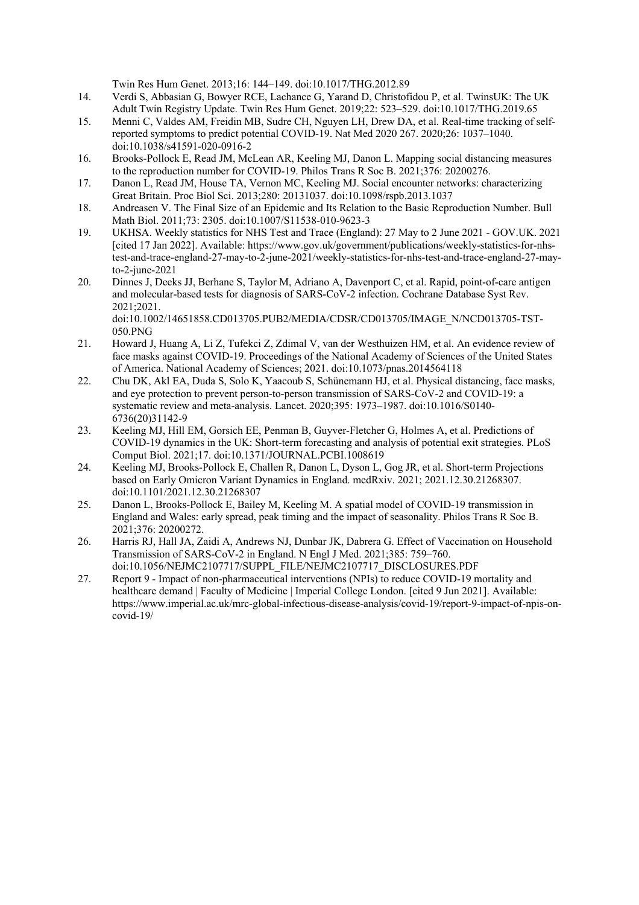Twin Res Hum Genet. 2013;16: 144–149. doi:10.1017/THG.2012.89

14. Verdi S, Abbasian G, Bowyer RCE, Lachance G, Yarand D, Christofidou P, et al. TwinsUK: The UK Adult Twin Registry Update. Twin Res Hum Genet. 2019;22: 523–529. doi:10.1017/THG.2019.65
15. Menni C, Valdes AM, Freidin MB, Sudre CH, Nguyen LH, Drew DA, et al. Real-time tracking of self-reported symptoms to predict potential COVID-19. Nat Med 2020 267. 2020;26: 1037–1040. doi:10.1038/s41591-020-0916-2
16. Brooks-Pollock E, Read JM, McLean AR, Keeling MJ, Danon L. Mapping social distancing measures to the reproduction number for COVID-19. Philos Trans R Soc B. 2021;376: 20200276.
17. Danon L, Read JM, House TA, Vernon MC, Keeling MJ. Social encounter networks: characterizing Great Britain. Proc Biol Sci. 2013;280: 20131037. doi:10.1098/rspb.2013.1037
18. Andreasen V. The Final Size of an Epidemic and Its Relation to the Basic Reproduction Number. Bull Math Biol. 2011;73: 2305. doi:10.1007/S11538-010-9623-3
19. UKHSA. Weekly statistics for NHS Test and Trace (England): 27 May to 2 June 2021 - GOV.UK. 2021 [cited 17 Jan 2022]. Available: https://www.gov.uk/government/publications/weekly-statistics-for-nhs-test-and-trace-england-27-may-to-2-june-2021/weekly-statistics-for-nhs-test-and-trace-england-27-may-to-2-june-2021
20. Dinnes J, Deeks JJ, Berhane S, Taylor M, Adriano A, Davenport C, et al. Rapid, point-of-care antigen and molecular-based tests for diagnosis of SARS-CoV-2 infection. Cochrane Database Syst Rev. 2021;2021. doi:10.1002/14651858.CD013705.PUB2/MEDIA/CDSR/CD013705/IMAGE_N/NCD013705-TST-050.PNG
21. Howard J, Huang A, Li Z, Tufekci Z, Zdimal V, van der Westhuizen HM, et al. An evidence review of face masks against COVID-19. Proceedings of the National Academy of Sciences of the United States of America. National Academy of Sciences; 2021. doi:10.1073/pnas.2014564118
22. Chu DK, Akl EA, Duda S, Solo K, Yaacoub S, Schünemann HJ, et al. Physical distancing, face masks, and eye protection to prevent person-to-person transmission of SARS-CoV-2 and COVID-19: a systematic review and meta-analysis. Lancet. 2020;395: 1973–1987. doi:10.1016/S0140-6736(20)31142-9
23. Keeling MJ, Hill EM, Gorsich EE, Penman B, Guyver-Fletcher G, Holmes A, et al. Predictions of COVID-19 dynamics in the UK: Short-term forecasting and analysis of potential exit strategies. PLoS Comput Biol. 2021;17. doi:10.1371/JOURNAL.PCBI.1008619
24. Keeling MJ, Brooks-Pollock E, Challen R, Danon L, Dyson L, Gog JR, et al. Short-term Projections based on Early Omicron Variant Dynamics in England. medRxiv. 2021; 2021.12.30.21268307. doi:10.1101/2021.12.30.21268307
25. Danon L, Brooks-Pollock E, Bailey M, Keeling M. A spatial model of COVID-19 transmission in England and Wales: early spread, peak timing and the impact of seasonality. Philos Trans R Soc B. 2021;376: 20200272.
26. Harris RJ, Hall JA, Zaidi A, Andrews NJ, Dunbar JK, Dabrera G. Effect of Vaccination on Household Transmission of SARS-CoV-2 in England. N Engl J Med. 2021;385: 759–760. doi:10.1056/NEJMC2107717/SUPPL_FILE/NEJMC2107717_DISCLOSURES.PDF
27. Report 9 - Impact of non-pharmaceutical interventions (NPIs) to reduce COVID-19 mortality and healthcare demand | Faculty of Medicine | Imperial College London. [cited 9 Jun 2021]. Available: https://www.imperial.ac.uk/mrc-global-infectious-disease-analysis/covid-19/report-9-impact-of-npis-on-covid-19/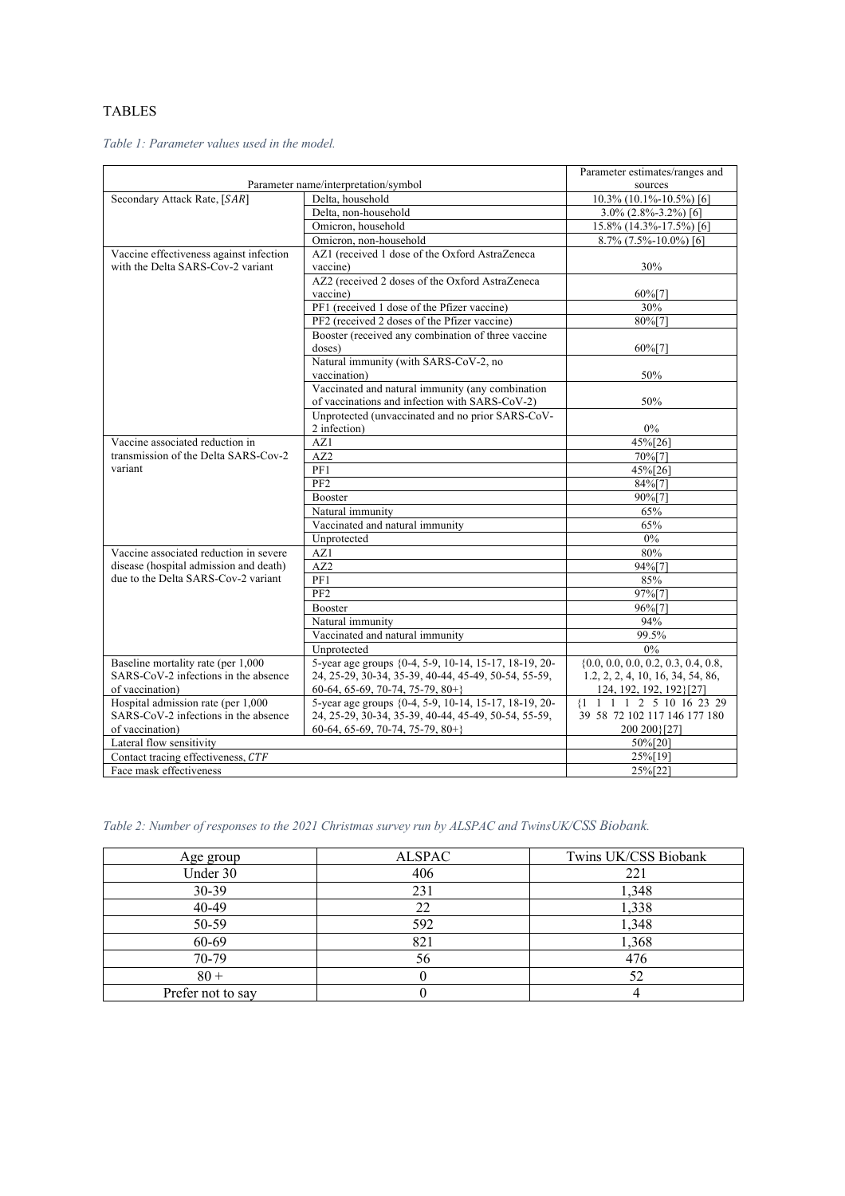# TABLES

*Table 1: Parameter values used in the model.*

| Parameter name/interpretation/symbol | | Parameter estimates/ranges and sources |
|---|---|---|
| Secondary Attack Rate, [$SAR$] | Delta, household | 10.3% (10.1%-10.5%) [6] |
| | Delta, non-household | 3.0% (2.8%-3.2%) [6] |
| | Omicron, household | 15.8% (14.3%-17.5%) [6] |
| | Omicron, non-household | 8.7% (7.5%-10.0%) [6] |
| Vaccine effectiveness against infection with the Delta SARS-Cov-2 variant | AZ1 (received 1 dose of the Oxford AstraZeneca vaccine) | 30% |
| | AZ2 (received 2 doses of the Oxford AstraZeneca vaccine) | 60%[7] |
| | PF1 (received 1 dose of the Pfizer vaccine) | 30% |
| | PF2 (received 2 doses of the Pfizer vaccine) | 80%[7] |
| | Booster (received any combination of three vaccine doses) | 60%[7] |
| | Natural immunity (with SARS-CoV-2, no vaccination) | 50% |
| | Vaccinated and natural immunity (any combination of vaccinations and infection with SARS-CoV-2) | 50% |
| | Unprotected (unvaccinated and no prior SARS-CoV-2 infection) | 0% |
| Vaccine associated reduction in transmission of the Delta SARS-Cov-2 variant | AZ1 | 45%[26] |
| | AZ2 | 70%[7] |
| | PF1 | 45%[26] |
| | PF2 | 84%[7] |
| | Booster | 90%[7] |
| | Natural immunity | 65% |
| | Vaccinated and natural immunity | 65% |
| | Unprotected | 0% |
| Vaccine associated reduction in severe disease (hospital admission and death) due to the Delta SARS-Cov-2 variant | AZ1 | 80% |
| | AZ2 | 94%[7] |
| | PF1 | 85% |
| | PF2 | 97%[7] |
| | Booster | 96%[7] |
| | Natural immunity | 94% |
| | Vaccinated and natural immunity | 99.5% |
| | Unprotected | 0% |
| Baseline mortality rate (per 1,000 SARS-CoV-2 infections in the absence of vaccination) | 5-year age groups {0-4, 5-9, 10-14, 15-17, 18-19, 20-24, 25-29, 30-34, 35-39, 40-44, 45-49, 50-54, 55-59, 60-64, 65-69, 70-74, 75-79, 80+} | {0.0, 0.0, 0.0, 0.2, 0.3, 0.4, 0.8, 1.2, 2, 2, 4, 10, 16, 34, 54, 86, 124, 192, 192, 192}[27] |
| Hospital admission rate (per 1,000 SARS-CoV-2 infections in the absence of vaccination) | 5-year age groups {0-4, 5-9, 10-14, 15-17, 18-19, 20-24, 25-29, 30-34, 35-39, 40-44, 45-49, 50-54, 55-59, 60-64, 65-69, 70-74, 75-79, 80+} | {1 1 1 1 2 5 10 16 23 29 39 58 72 102 117 146 177 180 200 200}[27] |
| Lateral flow sensitivity | | 50%[20] |
| Contact tracing effectiveness, $CTF$ | | 25%[19] |
| Face mask effectiveness | | 25%[22] |

*Table 2: Number of responses to the 2021 Christmas survey run by ALSPAC and TwinsUK/CSS Biobank.*

| Age group | ALSPAC | Twins UK/CSS Biobank |
|---|---|---|
| Under 30 | 406 | 221 |
| 30-39 | 231 | 1,348 |
| 40-49 | 22 | 1,338 |
| 50-59 | 592 | 1,348 |
| 60-69 | 821 | 1,368 |
| 70-79 | 56 | 476 |
| 80 + | 0 | 52 |
| Prefer not to say | 0 | 4 |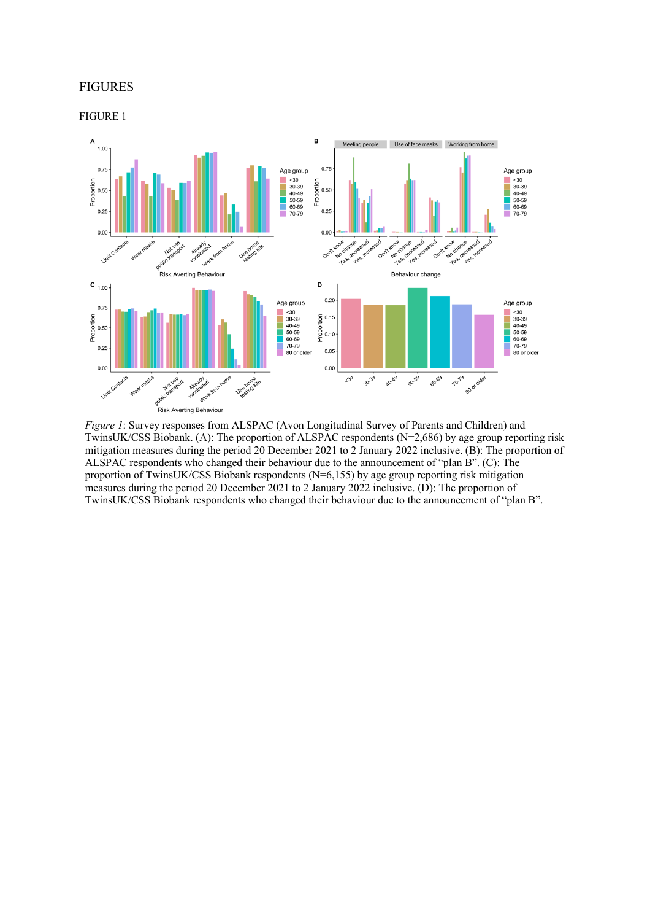# FIGURES

## FIGURE 1

*Figure 1*: Survey responses from ALSPAC (Avon Longitudinal Survey of Parents and Children) and TwinsUK/CSS Biobank. (A): The proportion of ALSPAC respondents (N=2,686) by age group reporting risk mitigation measures during the period 20 December 2021 to 2 January 2022 inclusive. (B): The proportion of ALSPAC respondents who changed their behaviour due to the announcement of "plan B". (C): The proportion of TwinsUK/CSS Biobank respondents (N=6,155) by age group reporting risk mitigation measures during the period 20 December 2021 to 2 January 2022 inclusive. (D): The proportion of TwinsUK/CSS Biobank respondents who changed their behaviour due to the announcement of "plan B".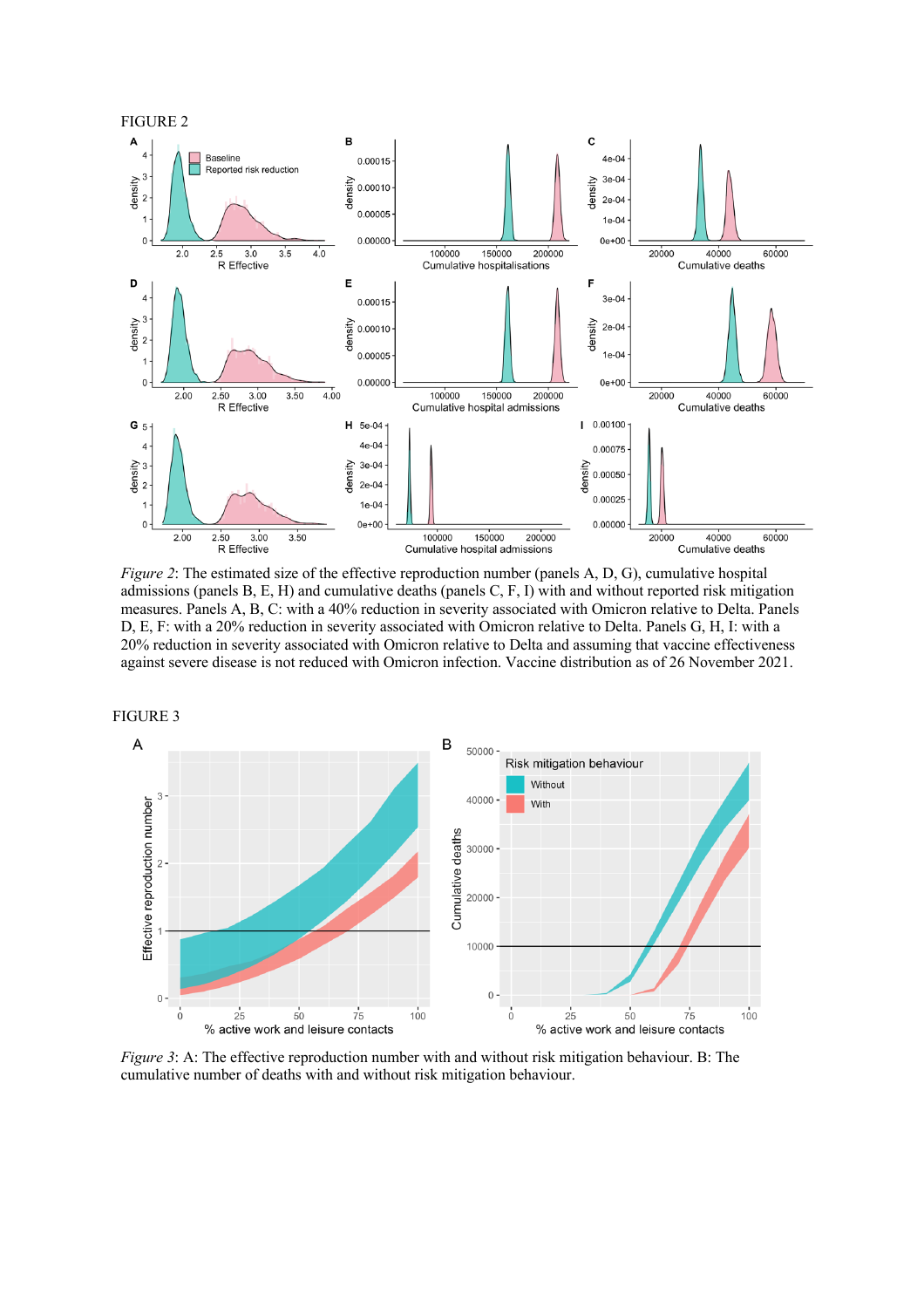FIGURE 2

*Figure 2*: The estimated size of the effective reproduction number (panels A, D, G), cumulative hospital admissions (panels B, E, H) and cumulative deaths (panels C, F, I) with and without reported risk mitigation measures. Panels A, B, C: with a 40% reduction in severity associated with Omicron relative to Delta. Panels D, E, F: with a 20% reduction in severity associated with Omicron relative to Delta. Panels G, H, I: with a 20% reduction in severity associated with Omicron relative to Delta and assuming that vaccine effectiveness against severe disease is not reduced with Omicron infection. Vaccine distribution as of 26 November 2021.

FIGURE 3

*Figure 3*: A: The effective reproduction number with and without risk mitigation behaviour. B: The cumulative number of deaths with and without risk mitigation behaviour.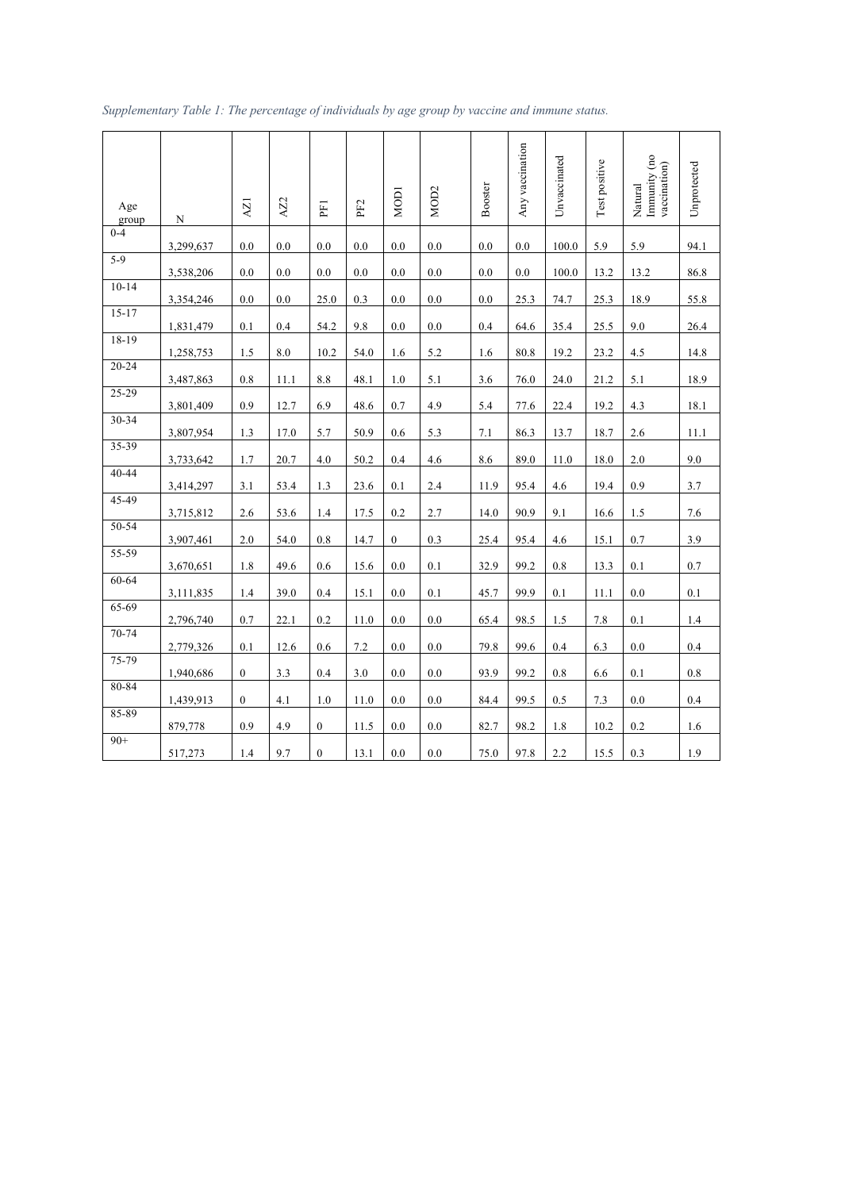*Supplementary Table 1: The percentage of individuals by age group by vaccine and immune status.*

| Age group | N | AZ1 | AZ2 | PF1 | PF2 | MOD1 | MOD2 | Booster | Any vaccination | Unvaccinated | Test positive | Natural Immunity (no vaccination) | Unprotected |
|---|---|---|---|---|---|---|---|---|---|---|---|---|---|
| 0-4 | 3,299,637 | 0.0 | 0.0 | 0.0 | 0.0 | 0.0 | 0.0 | 0.0 | 0.0 | 100.0 | 5.9 | 5.9 | 94.1 |
| 5-9 | 3,538,206 | 0.0 | 0.0 | 0.0 | 0.0 | 0.0 | 0.0 | 0.0 | 0.0 | 100.0 | 13.2 | 13.2 | 86.8 |
| 10-14 | 3,354,246 | 0.0 | 0.0 | 25.0 | 0.3 | 0.0 | 0.0 | 0.0 | 25.3 | 74.7 | 25.3 | 18.9 | 55.8 |
| 15-17 | 1,831,479 | 0.1 | 0.4 | 54.2 | 9.8 | 0.0 | 0.0 | 0.4 | 64.6 | 35.4 | 25.5 | 9.0 | 26.4 |
| 18-19 | 1,258,753 | 1.5 | 8.0 | 10.2 | 54.0 | 1.6 | 5.2 | 1.6 | 80.8 | 19.2 | 23.2 | 4.5 | 14.8 |
| 20-24 | 3,487,863 | 0.8 | 11.1 | 8.8 | 48.1 | 1.0 | 5.1 | 3.6 | 76.0 | 24.0 | 21.2 | 5.1 | 18.9 |
| 25-29 | 3,801,409 | 0.9 | 12.7 | 6.9 | 48.6 | 0.7 | 4.9 | 5.4 | 77.6 | 22.4 | 19.2 | 4.3 | 18.1 |
| 30-34 | 3,807,954 | 1.3 | 17.0 | 5.7 | 50.9 | 0.6 | 5.3 | 7.1 | 86.3 | 13.7 | 18.7 | 2.6 | 11.1 |
| 35-39 | 3,733,642 | 1.7 | 20.7 | 4.0 | 50.2 | 0.4 | 4.6 | 8.6 | 89.0 | 11.0 | 18.0 | 2.0 | 9.0 |
| 40-44 | 3,414,297 | 3.1 | 53.4 | 1.3 | 23.6 | 0.1 | 2.4 | 11.9 | 95.4 | 4.6 | 19.4 | 0.9 | 3.7 |
| 45-49 | 3,715,812 | 2.6 | 53.6 | 1.4 | 17.5 | 0.2 | 2.7 | 14.0 | 90.9 | 9.1 | 16.6 | 1.5 | 7.6 |
| 50-54 | 3,907,461 | 2.0 | 54.0 | 0.8 | 14.7 | 0 | 0.3 | 25.4 | 95.4 | 4.6 | 15.1 | 0.7 | 3.9 |
| 55-59 | 3,670,651 | 1.8 | 49.6 | 0.6 | 15.6 | 0.0 | 0.1 | 32.9 | 99.2 | 0.8 | 13.3 | 0.1 | 0.7 |
| 60-64 | 3,111,835 | 1.4 | 39.0 | 0.4 | 15.1 | 0.0 | 0.1 | 45.7 | 99.9 | 0.1 | 11.1 | 0.0 | 0.1 |
| 65-69 | 2,796,740 | 0.7 | 22.1 | 0.2 | 11.0 | 0.0 | 0.0 | 65.4 | 98.5 | 1.5 | 7.8 | 0.1 | 1.4 |
| 70-74 | 2,779,326 | 0.1 | 12.6 | 0.6 | 7.2 | 0.0 | 0.0 | 79.8 | 99.6 | 0.4 | 6.3 | 0.0 | 0.4 |
| 75-79 | 1,940,686 | 0 | 3.3 | 0.4 | 3.0 | 0.0 | 0.0 | 93.9 | 99.2 | 0.8 | 6.6 | 0.1 | 0.8 |
| 80-84 | 1,439,913 | 0 | 4.1 | 1.0 | 11.0 | 0.0 | 0.0 | 84.4 | 99.5 | 0.5 | 7.3 | 0.0 | 0.4 |
| 85-89 | 879,778 | 0.9 | 4.9 | 0 | 11.5 | 0.0 | 0.0 | 82.7 | 98.2 | 1.8 | 10.2 | 0.2 | 1.6 |
| 90+ | 517,273 | 1.4 | 9.7 | 0 | 13.1 | 0.0 | 0.0 | 75.0 | 97.8 | 2.2 | 15.5 | 0.3 | 1.9 |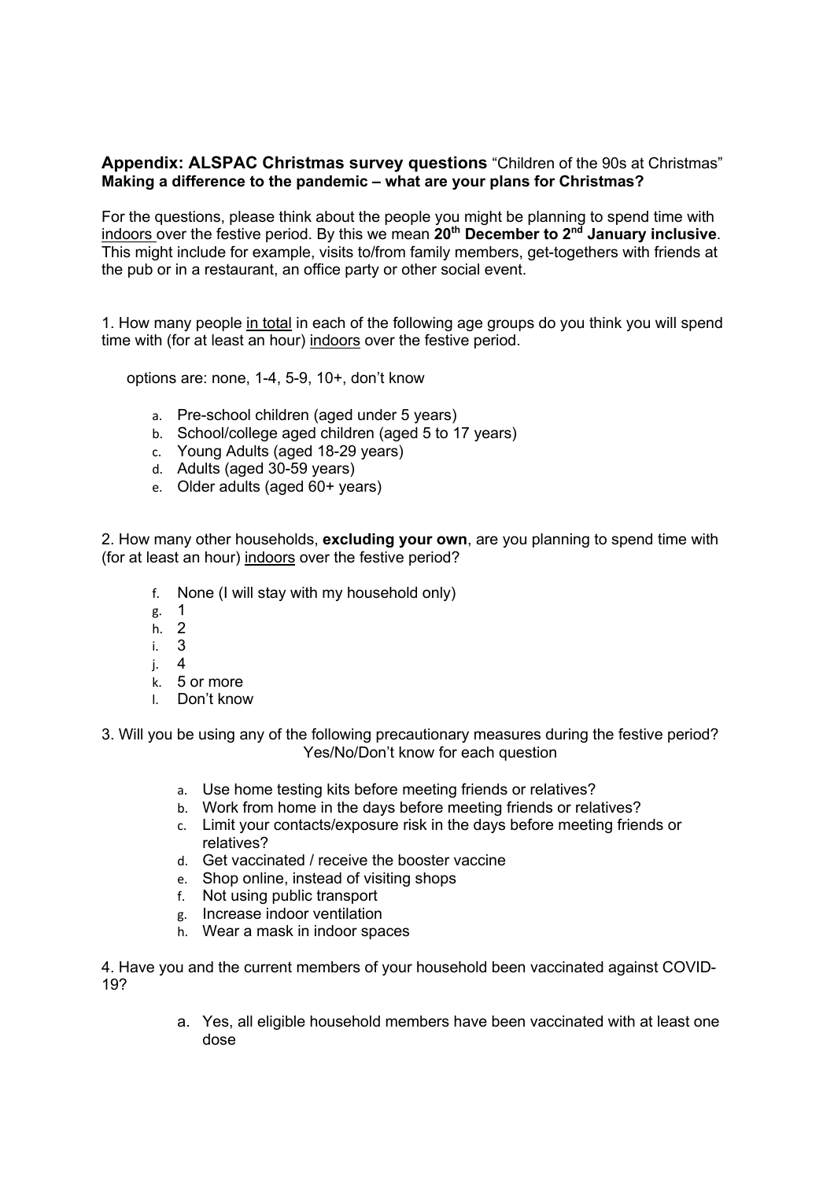**Appendix: ALSPAC Christmas survey questions** "Children of the 90s at Christmas"
**Making a difference to the pandemic – what are your plans for Christmas?**

For the questions, please think about the people you might be planning to spend time with indoors over the festive period. By this we mean **20th December to 2nd January inclusive**. This might include for example, visits to/from family members, get-togethers with friends at the pub or in a restaurant, an office party or other social event.

1. How many people in total in each of the following age groups do you think you will spend time with (for at least an hour) indoors over the festive period.

options are: none, 1-4, 5-9, 10+, don't know

a. Pre-school children (aged under 5 years)
b. School/college aged children (aged 5 to 17 years)
c. Young Adults (aged 18-29 years)
d. Adults (aged 30-59 years)
e. Older adults (aged 60+ years)

2. How many other households, **excluding your own**, are you planning to spend time with (for at least an hour) indoors over the festive period?

f. None (I will stay with my household only)
g. 1
h. 2
i. 3
j. 4
k. 5 or more
l. Don't know

3. Will you be using any of the following precautionary measures during the festive period? Yes/No/Don't know for each question

a. Use home testing kits before meeting friends or relatives?
b. Work from home in the days before meeting friends or relatives?
c. Limit your contacts/exposure risk in the days before meeting friends or relatives?
d. Get vaccinated / receive the booster vaccine
e. Shop online, instead of visiting shops
f. Not using public transport
g. Increase indoor ventilation
h. Wear a mask in indoor spaces

4. Have you and the current members of your household been vaccinated against COVID-19?

a. Yes, all eligible household members have been vaccinated with at least one dose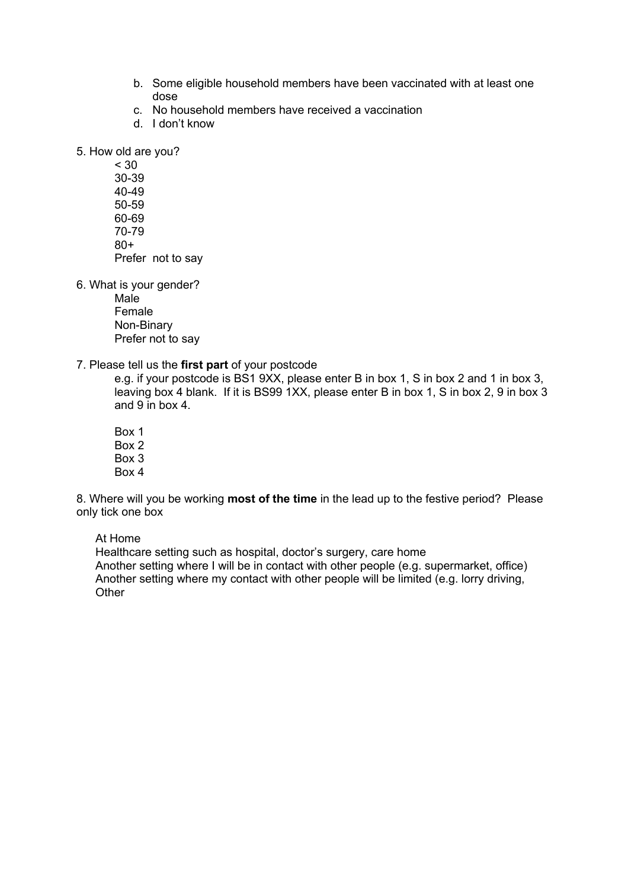b. Some eligible household members have been vaccinated with at least one dose
c. No household members have received a vaccination
d. I don't know

5. How old are you?

   < 30
   30-39
   40-49
   50-59
   60-69
   70-79
   80+
   Prefer not to say

6. What is your gender?

   Male
   Female
   Non-Binary
   Prefer not to say

7. Please tell us the **first part** of your postcode

   e.g. if your postcode is BS1 9XX, please enter B in box 1, S in box 2 and 1 in box 3, leaving box 4 blank. If it is BS99 1XX, please enter B in box 1, S in box 2, 9 in box 3 and 9 in box 4.

   Box 1
   Box 2
   Box 3
   Box 4

8. Where will you be working **most of the time** in the lead up to the festive period? Please only tick one box

   At Home
   Healthcare setting such as hospital, doctor's surgery, care home
   Another setting where I will be in contact with other people (e.g. supermarket, office)
   Another setting where my contact with other people will be limited (e.g. lorry driving,
   Other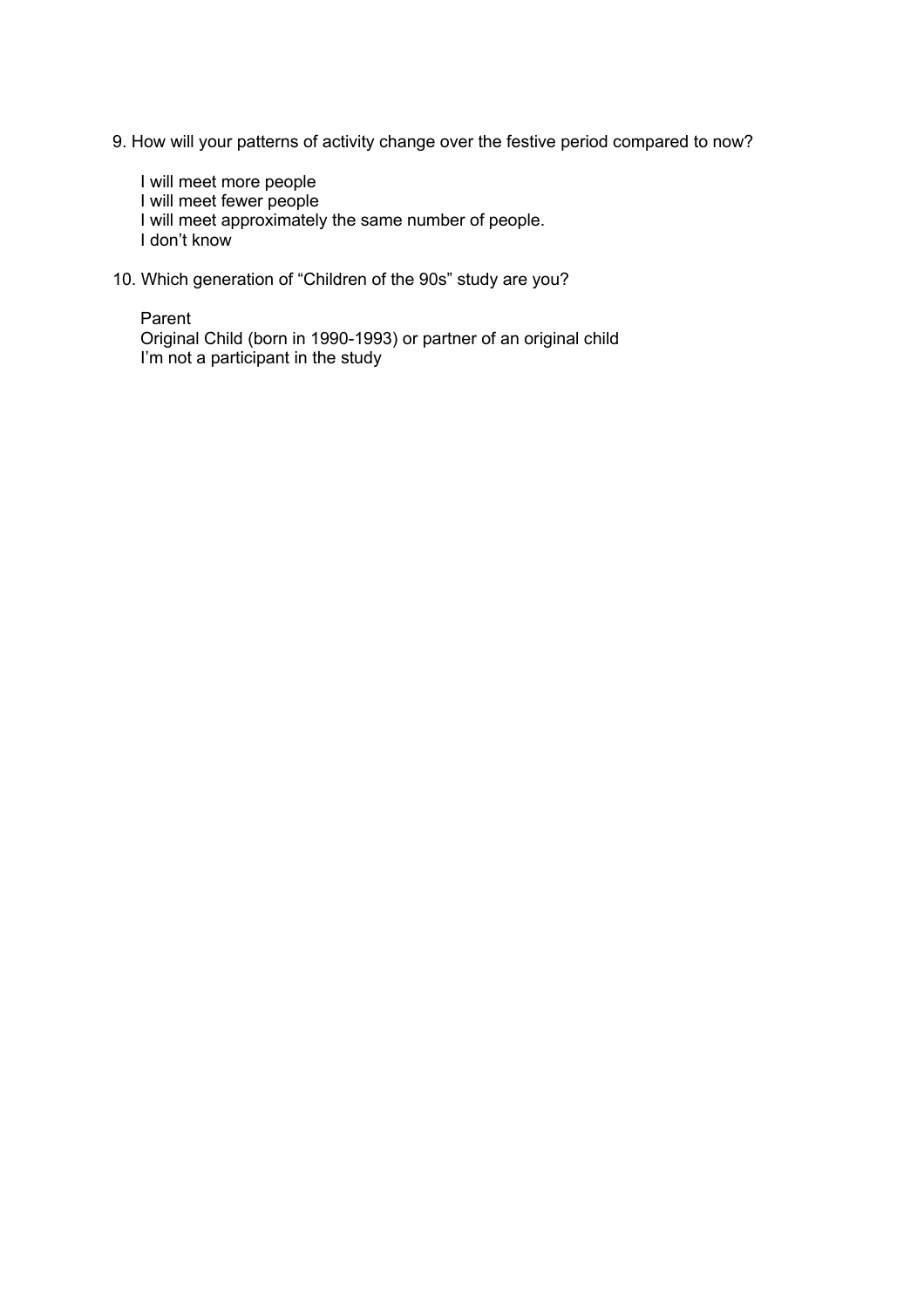9. How will your patterns of activity change over the festive period compared to now?

I will meet more people
I will meet fewer people
I will meet approximately the same number of people.
I don't know

10. Which generation of "Children of the 90s" study are you?

Parent
Original Child (born in 1990-1993) or partner of an original child
I'm not a participant in the study